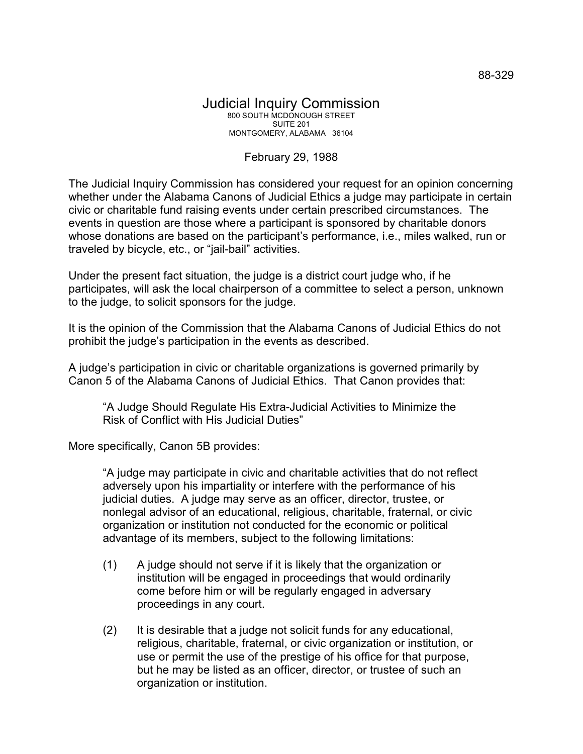88-329

# Judicial Inquiry Commission

800 SOUTH MCDONOUGH STREET
SUITE 201
MONTGOMERY, ALABAMA 36104

February 29, 1988

The Judicial Inquiry Commission has considered your request for an opinion concerning whether under the Alabama Canons of Judicial Ethics a judge may participate in certain civic or charitable fund raising events under certain prescribed circumstances. The events in question are those where a participant is sponsored by charitable donors whose donations are based on the participant's performance, i.e., miles walked, run or traveled by bicycle, etc., or "jail-bail" activities.

Under the present fact situation, the judge is a district court judge who, if he participates, will ask the local chairperson of a committee to select a person, unknown to the judge, to solicit sponsors for the judge.

It is the opinion of the Commission that the Alabama Canons of Judicial Ethics do not prohibit the judge's participation in the events as described.

A judge's participation in civic or charitable organizations is governed primarily by Canon 5 of the Alabama Canons of Judicial Ethics. That Canon provides that:

> "A Judge Should Regulate His Extra-Judicial Activities to Minimize the Risk of Conflict with His Judicial Duties"

More specifically, Canon 5B provides:

> "A judge may participate in civic and charitable activities that do not reflect adversely upon his impartiality or interfere with the performance of his judicial duties. A judge may serve as an officer, director, trustee, or nonlegal advisor of an educational, religious, charitable, fraternal, or civic organization or institution not conducted for the economic or political advantage of its members, subject to the following limitations:
>
> (1) A judge should not serve if it is likely that the organization or institution will be engaged in proceedings that would ordinarily come before him or will be regularly engaged in adversary proceedings in any court.
>
> (2) It is desirable that a judge not solicit funds for any educational, religious, charitable, fraternal, or civic organization or institution, or use or permit the use of the prestige of his office for that purpose, but he may be listed as an officer, director, or trustee of such an organization or institution.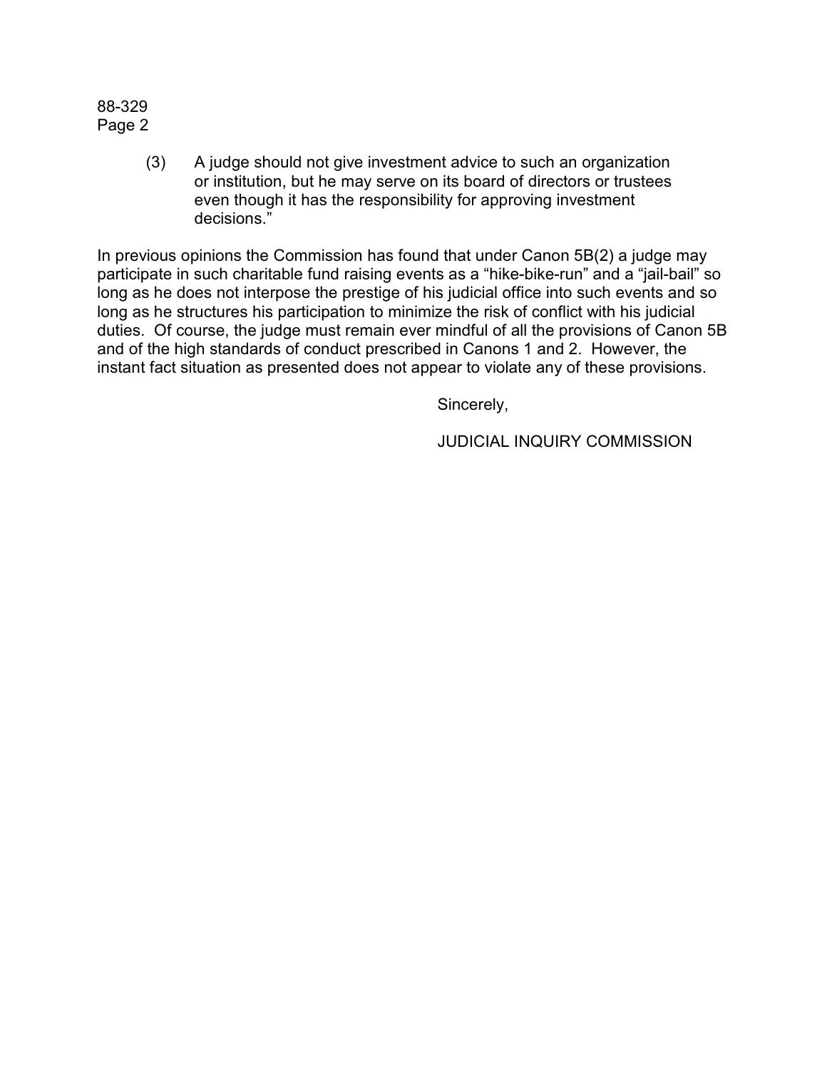(3) A judge should not give investment advice to such an organization or institution, but he may serve on its board of directors or trustees even though it has the responsibility for approving investment decisions."

In previous opinions the Commission has found that under Canon 5B(2) a judge may participate in such charitable fund raising events as a "hike-bike-run" and a "jail-bail" so long as he does not interpose the prestige of his judicial office into such events and so long as he structures his participation to minimize the risk of conflict with his judicial duties. Of course, the judge must remain ever mindful of all the provisions of Canon 5B and of the high standards of conduct prescribed in Canons 1 and 2. However, the instant fact situation as presented does not appear to violate any of these provisions.

Sincerely,

JUDICIAL INQUIRY COMMISSION